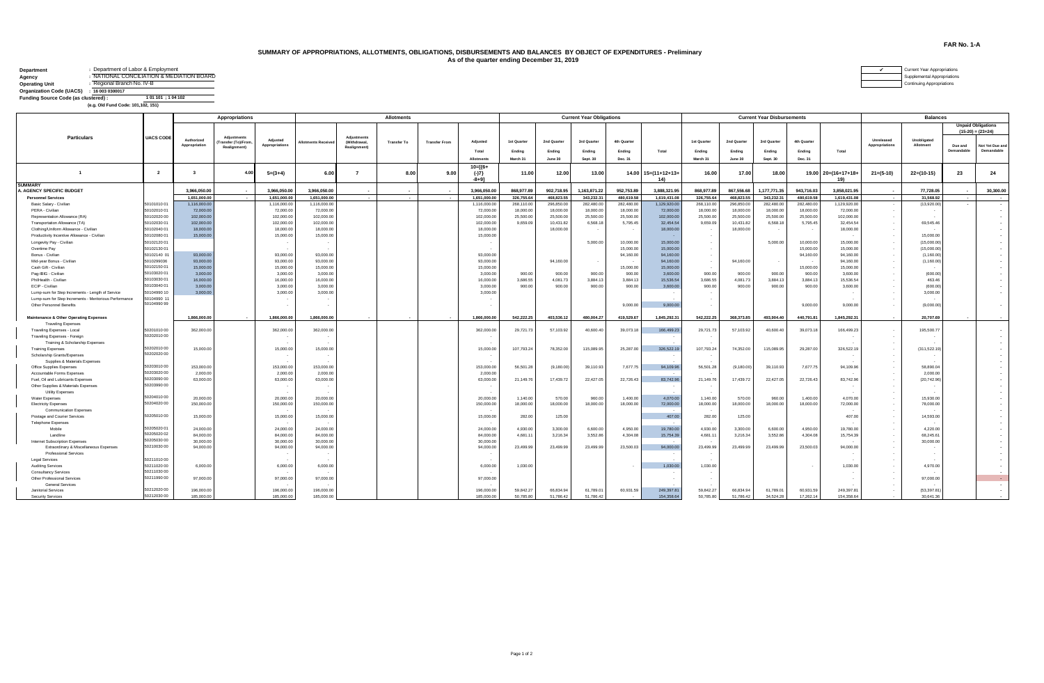FAR No. 1-A

## SUMMARY OF APPROPRIATIONS, ALLOTMENTS, OBLIGATIONS, DISBURSEMENTS AND BALANCES BY OBJECT OF EXPENDITURES - Preliminary
As of the quarter ending December 31, 2019

| | |
|---|---|
| ✔ | Current Year Appropriations |
| | Supplemental Appropriations |
| | Continuing Appropriations |

**Department** : Department of Labor & Employment
**Agency** : NATIONAL CONCILIATION & MEDIATION BOARD
**Operating Unit** : Regional Branch No. IV-B
**Organization Code (UACS)** : 16 003 0300017
**Funding Source Code (as clustered)** : 1 01 101 ; 1 04 102
(e.g. Old Fund Code: 101,102, 151)

| Particulars | UACS CODE | Appropriations | | | Allotments | | | | | Current Year Obligations | | | | | Current Year Disbursements | | | | | Balances | | | |
|---|---|---|---|---|---|---|---|---|---|---|---|---|---|---|---|---|---|---|---|---|---|---|---|
| | | Authorized Appropriation | Adjustments (Transfer (To)/From, Realignment) | Adjusted Appropriations | Allotments Received | Adjustments (Withdrawal, Realignment) | Transfer To | Transfer From | Adjusted Total Allotments | 1st Quarter Ending March 31 | 2nd Quarter Ending June 30 | 3rd Quarter Ending Sept. 30 | 4th Quarter Ending Dec. 31 | Total | 1st Quarter Ending March 31 | 2nd Quarter Ending June 30 | 3rd Quarter Ending Sept. 30 | 4th Quarter Ending Dec. 31 | Total | Unreleased Appropriations | Unobligated Allotment | Unpaid Obligations (15-20) = (23+24) Due and Demandable | Unpaid Obligations (15-20) = (23+24) Not Yet Due and Demandable |
| 1 | 2 | 3 | 4.00 | 5=(3+4) | 6.00 | 7 | 8.00 | 9.00 | 10=[(6+(-)7)-8+9] | 11.00 | 12.00 | 13.00 | 14.00 | 15=(11+12+13+14) | 16.00 | 17.00 | 18.00 | 19.00 | 20=(16+17+18+19) | 21=(5-10) | 22=(10-15) | 23 | 24 |
| **SUMMARY** | | | | | | | | | | | | | | | | | | | | | | | |
| **A. AGENCY SPECIFIC BUDGET** | | 3,966,050.00 | - | 3,966,050.00 | 3,966,050.00 | - | - | - | 3,966,050.00 | 868,977.89 | 902,718.95 | 1,163,871.22 | 952,753.89 | 3,888,321.95 | 868,977.89 | 867,558.68 | 1,177,771.35 | 943,716.03 | 3,858,021.95 | - | 77,728.05 | - | 30,300.00 |
| **Personnel Services** | | 1,651,000.00 | - | 1,651,000.00 | 1,651,000.00 | - | - | - | 1,651,000.00 | 326,755.64 | 468,823.55 | 343,232.31 | 480,619.58 | 1,619,431.08 | 326,755.64 | 468,823.55 | 343,232.31 | 480,619.58 | 1,619,431.08 | - | 31,568.92 | - | - |
| Basic Salary - Civilian | 50101010 01 | 1,116,000.00 | | 1,116,000.00 | 1,116,000.00 | | | | 1,116,000.00 | 268,110.00 | 296,850.00 | 282,480.00 | 282,480.00 | 1,129,920.00 | 268,110.00 | 296,850.00 | 282,480.00 | 282,480.00 | 1,129,920.00 | - | (13,920.00) | - | - |
| PERA - Civilian | 50102010 01 | 72,000.00 | | 72,000.00 | 72,000.00 | | | | 72,000.00 | 18,000.00 | 18,000.00 | 18,000.00 | 18,000.00 | 72,000.00 | 18,000.00 | 18,000.00 | 18,000.00 | 18,000.00 | 72,000.00 | - | - | | - |
| Representation Allowance (RA) | 50102020 00 | 102,000.00 | | 102,000.00 | 102,000.00 | | | | 102,000.00 | 25,500.00 | 25,500.00 | 25,500.00 | 25,500.00 | 102,000.00 | 25,500.00 | 25,500.00 | 25,500.00 | 25,500.00 | 102,000.00 | - | - | | - |
| Transportation Allowance (TA) | 50102030 01 | 102,000.00 | | 102,000.00 | 102,000.00 | | | | 102,000.00 | 9,659.09 | 10,431.82 | 6,568.18 | 5,795.45 | 32,454.54 | 9,659.09 | 10,431.82 | 6,568.18 | 5,795.45 | 32,454.54 | - | 69,545.46 | | - |
| Clothing/Uniform Allowance - Civilian | 50102040 01 | 18,000.00 | | 18,000.00 | 18,000.00 | | | | 18,000.00 | | 18,000.00 | - | | 18,000.00 | | 18,000.00 | - | | 18,000.00 | - | - | | - |
| Productivity Incentive Allowance - Civilian | 50102080 01 | 15,000.00 | | 15,000.00 | 15,000.00 | | | | 15,000.00 | | | | | - | | | | | - | - | 15,000.00 | | - |
| Longevity Pay - Civilian | 50102120 01 | | | - | - | | | | - | | | 5,000.00 | 10,000.00 | 15,000.00 | - | | 5,000.00 | 10,000.00 | 15,000.00 | - | (15,000.00) | | - |
| Overtime Pay | 50102130 01 | | | - | - | | | | - | | | | 15,000.00 | 15,000.00 | - | | | 15,000.00 | 15,000.00 | - | (15,000.00) | | - |
| Bonus - Civilian | 50102140 01 | 93,000.00 | | 93,000.00 | 93,000.00 | | | | 93,000.00 | | | | 94,160.00 | 94,160.00 | - | | | 94,160.00 | 94,160.00 | - | (1,160.00) | | - |
| Mid-year Bonus - Civilian | 50102990 36 | 93,000.00 | | 93,000.00 | 93,000.00 | | | | 93,000.00 | | 94,160.00 | - | | 94,160.00 | - | 94,160.00 | - | - | 94,160.00 | - | (1,160.00) | | - |
| Cash Gift - Civilian | 50102150 01 | 15,000.00 | | 15,000.00 | 15,000.00 | | | | 15,000.00 | | | | 15,000.00 | 15,000.00 | - | | | 15,000.00 | 15,000.00 | - | - | | - |
| Pag-IBIG - Civilian | 50103020 01 | 3,000.00 | | 3,000.00 | 3,000.00 | | | | 3,000.00 | 900.00 | 900.00 | 900.00 | 900.00 | 3,600.00 | 900.00 | 900.00 | 900.00 | 900.00 | 3,600.00 | - | (600.00) | | - |
| PhilHealth - Civilian | 50103030 01 | 16,000.00 | | 16,000.00 | 16,000.00 | | | | 16,000.00 | 3,686.55 | 4,081.73 | 3,884.13 | 3,884.13 | 15,536.54 | 3,686.55 | 4,081.73 | 3,884.13 | 3,884.13 | 15,536.54 | - | 463.46 | | - |
| ECIP - Civilian | 50103040 01 | 3,000.00 | | 3,000.00 | 3,000.00 | | | | 3,000.00 | 900.00 | 900.00 | 900.00 | 900.00 | 3,600.00 | 900.00 | 900.00 | 900.00 | 900.00 | 3,600.00 | - | (600.00) | | - |
| Lump-sum for Step Increments - Length of Service | 50104990 10 | 3,000.00 | | 3,000.00 | 3,000.00 | | | | 3,000.00 | | | | | - | - | | | | - | - | 3,000.00 | | - |
| Lump-sum for Step Increments - Meritorious Performance | 50104990 11 | | | - | - | | | | - | | | | | - | - | | | | - | - | - | | - |
| Other Personnel Benefits | 50104990 99 | | | - | - | | | | - | | | | 9,000.00 | 9,000.00 | - | | | 9,000.00 | 9,000.00 | - | (9,000.00) | | - |
| **Maintenance & Other Operating Expenses** | | 1,866,000.00 | - | 1,866,000.00 | 1,866,000.00 | - | - | - | 1,866,000.00 | 542,222.25 | 403,536.12 | 480,004.27 | 419,529.67 | 1,845,292.31 | 542,222.25 | 368,373.85 | 493,904.40 | 440,791.81 | 1,845,292.31 | - | 20,707.69 | - | - |
| Traveling Expenses | | | | | | | | | | | | | | | | | | | | | | | |
| Traveling Expenses - Local | 50201010 00 | 362,000.00 | | 362,000.00 | 362,000.00 | | | | 362,000.00 | 29,721.73 | 57,103.92 | 40,600.40 | 39,073.18 | 166,499.23 | 29,721.73 | 57,103.92 | 40,600.40 | 39,073.18 | 166,499.23 | - | 195,500.77 | | - |
| Traveling Expenses - Foreign | 50201020 00 | | | - | - | | | | - | | | | | - | - | | | | - | - | - | | - |
| Training & Scholarship Expenses | | | | - | - | | | | - | | | | | | | | | | - | - | - | | - |
| Training Expenses | 50202010 00 | 15,000.00 | | 15,000.00 | 15,000.00 | | | | 15,000.00 | 107,793.24 | 78,352.00 | 115,089.95 | 25,287.00 | 326,522.19 | 107,793.24 | 74,352.00 | 115,089.95 | 29,287.00 | 326,522.19 | - | (311,522.19) | | - |
| Scholarship Grants/Expenses | 50202020 00 | | | - | - | | | | - | | | | | - | - | | | | - | - | - | | - |
| Supplies & Materials Expenses | | | | - | - | | | | - | | | | | | | | | | - | - | - | | - |
| Office Supplies Expenses | 50203010 00 | 153,000.00 | | 153,000.00 | 153,000.00 | | | | 153,000.00 | 56,501.28 | (9,180.00) | 39,110.93 | 7,677.75 | 94,109.96 | 56,501.28 | (9,180.00) | 39,110.93 | 7,677.75 | 94,109.96 | - | 58,890.04 | | - |
| Accountable Forms Expenses | 50203020 00 | 2,000.00 | | 2,000.00 | 2,000.00 | | | | 2,000.00 | | | | | - | | | | | - | - | 2,000.00 | | - |
| Fuel, Oil and Lubricants Expenses | 50203090 00 | 63,000.00 | | 63,000.00 | 63,000.00 | | | | 63,000.00 | 21,149.76 | 17,439.72 | 22,427.05 | 22,726.43 | 83,742.96 | 21,149.76 | 17,439.72 | 22,427.05 | 22,726.43 | 83,742.96 | - | (20,742.96) | | - |
| Other Supplies & Materials Expenses | 50203990 00 | | | - | - | | | | - | | | | | - | - | | | | - | - | - | | - |
| Utility Expenses | | | | - | - | | | | - | | | | | | | | | | - | - | - | | - |
| Water Expenses | 50204010 00 | 20,000.00 | | 20,000.00 | 20,000.00 | | | | 20,000.00 | 1,140.00 | 570.00 | 960.00 | 1,400.00 | 4,070.00 | 1,140.00 | 570.00 | 960.00 | 1,400.00 | 4,070.00 | - | 15,930.00 | | - |
| Electricity Expenses | 50204020 00 | 150,000.00 | | 150,000.00 | 150,000.00 | | | | 150,000.00 | 18,000.00 | 18,000.00 | 18,000.00 | 18,000.00 | 72,000.00 | 18,000.00 | 18,000.00 | 18,000.00 | 18,000.00 | 72,000.00 | - | 78,000.00 | | - |
| Communication Expenses | | | | - | - | | | | - | | | | | | | | | | - | - | - | | - |
| Postage and Courier Services | 50205010 00 | 15,000.00 | | 15,000.00 | 15,000.00 | | | | 15,000.00 | 282.00 | 125.00 | | | 407.00 | 282.00 | 125.00 | | | 407.00 | - | 14,593.00 | | - |
| Telephone Expenses | | | | - | - | | | | - | | | | | | | | | | - | - | - | | - |
| Mobile | 50205020 01 | 24,000.00 | | 24,000.00 | 24,000.00 | | | | 24,000.00 | 4,930.00 | 3,300.00 | 6,600.00 | 4,950.00 | 19,780.00 | 4,930.00 | 3,300.00 | 6,600.00 | 4,950.00 | 19,780.00 | - | 4,220.00 | | - |
| Landline | 50205020 02 | 84,000.00 | | 84,000.00 | 84,000.00 | | | | 84,000.00 | 4,681.11 | 3,216.34 | 3,552.86 | 4,304.08 | 15,754.39 | 4,681.11 | 3,216.34 | 3,552.86 | 4,304.08 | 15,754.39 | - | 68,245.61 | | - |
| Internet Subscription Expenses | 50205030 00 | 30,000.00 | | 30,000.00 | 30,000.00 | | | | 30,000.00 | | | | | - | | | | | - | - | 30,000.00 | | - |
| Extraordinary & Miscellaneous Expenses | 50210030 00 | 94,000.00 | | 94,000.00 | 94,000.00 | | | | 94,000.00 | 23,499.99 | 23,499.99 | 23,499.99 | 23,500.03 | 94,000.00 | 23,499.99 | 23,499.99 | 23,499.99 | 23,500.03 | 94,000.00 | - | - | | - |
| Professional Services | | | | - | - | | | | - | | | | | - | | | | | - | - | - | | - |
| Legal Services | 50211010 00 | | | - | - | | | | - | | | | | - | | | | | - | - | - | | - |
| Auditing Services | 50211020 00 | 6,000.00 | | 6,000.00 | 6,000.00 | | | | 6,000.00 | 1,030.00 | | | - | 1,030.00 | 1,030.00 | | | - | 1,030.00 | - | 4,970.00 | | - |
| Consultancy Services | 50211030 00 | | | - | - | | | | - | | | | | - | | | | | - | - | - | | - |
| Other Professional Services | 50211990 00 | 97,000.00 | | 97,000.00 | 97,000.00 | | | | 97,000.00 | | | | | - | - | | | | - | - | 97,000.00 | | - |
| General Services | | | | - | - | | | | - | | | | | - | - | | | | - | - | - | | - |
| Janitorial Services | 50212020 00 | 196,000.00 | | 196,000.00 | 196,000.00 | | | | 196,000.00 | 59,842.27 | 66,834.94 | 61,789.01 | 60,931.59 | 249,397.81 | 59,842.27 | 66,834.94 | 61,789.01 | 60,931.59 | 249,397.81 | - | (53,397.81) | | - |
| Security Services | 50212030 00 | 185,000.00 | | 185,000.00 | 185,000.00 | | | | 185,000.00 | 50,785.80 | 51,786.42 | 51,786.42 | - | 154,358.64 | 50,785.80 | 51,786.42 | 34,524.28 | 17,262.14 | 154,358.64 | - | 30,641.36 | | - |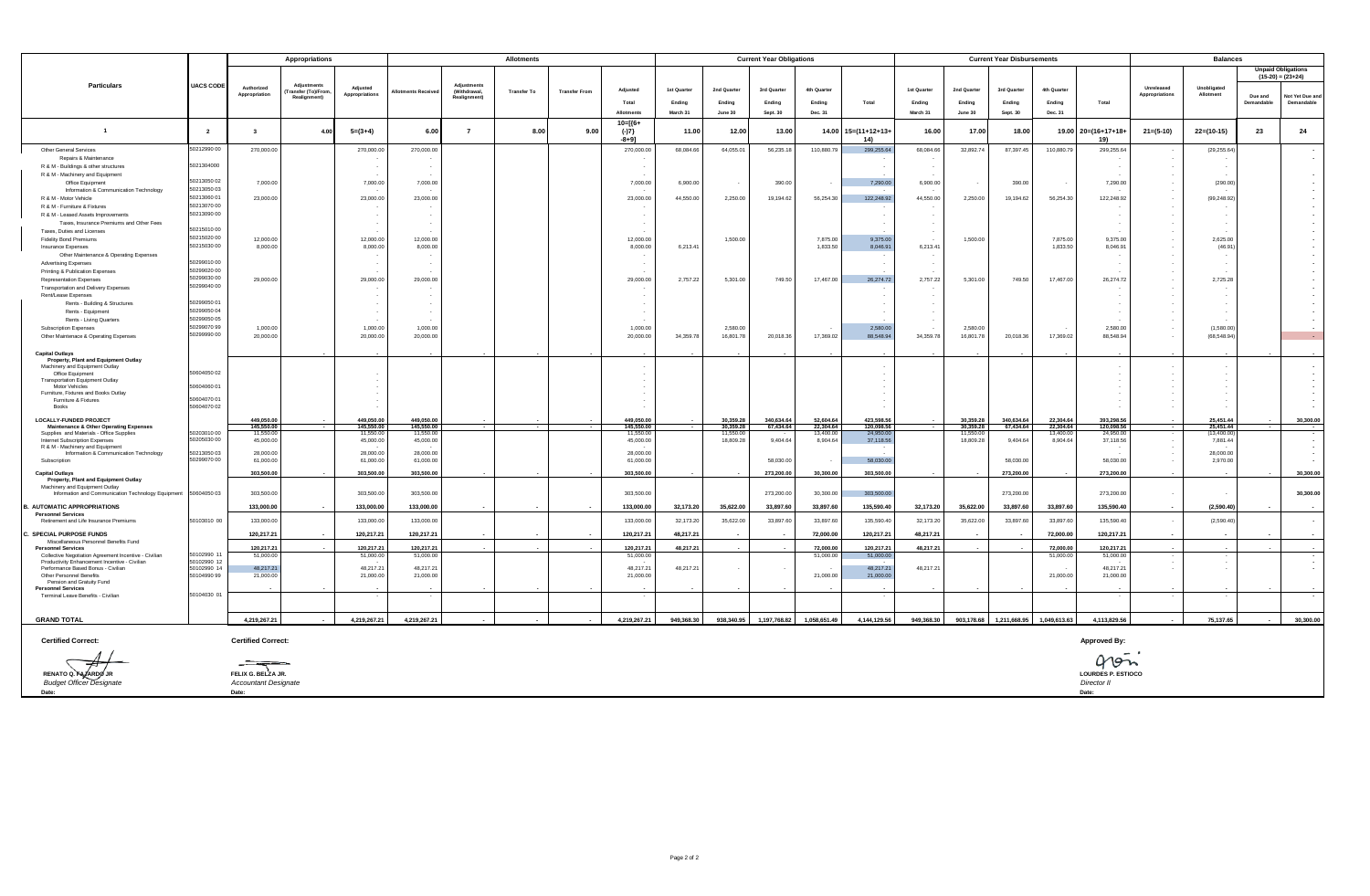| Particulars | UACS CODE | Appropriations | | | Allotments | | | | | Current Year Obligations | | | | | Current Year Disbursements | | | | | Balances | | | |
|---|---|---|---|---|---|---|---|---|---|---|---|---|---|---|---|---|---|---|---|---|---|---|---|
| | | Authorized Appropriation | Adjustments (Transfer (To)/From, Realignment) | Adjusted Appropriations | Allotments Received | Adjustments (Withdrawal, Realignment) | Transfer To | Transfer From | Adjusted Total Allotments | 1st Quarter Ending March 31 | 2nd Quarter Ending June 30 | 3rd Quarter Ending Sept. 30 | 4th Quarter Ending Dec. 31 | Total | 1st Quarter Ending March 31 | 2nd Quarter Ending June 30 | 3rd Quarter Ending Sept. 30 | 4th Quarter Ending Dec. 31 | Total | Unreleased Appropriations | Unobligated Allotment | Unpaid Obligations (15-20) = (23+24) Due and Demandable | Not Yet Due and Demandable |
| 1 | 2 | 3 | 4.00 | 5=(3+4) | 6.00 | 7 | 8.00 | 9.00 | 10=[(6+(-)7)-8+9] | 11.00 | 12.00 | 13.00 | 14.00 | 15=(11+12+13+14) | 16.00 | 17.00 | 18.00 | 19.00 | 20=(16+17+18+19) | 21=(5-10) | 22=(10-15) | 23 | 24 |
| Other General Services | 50212990 00 | 270,000.00 | | 270,000.00 | 270,000.00 | | | | 270,000.00 | 68,064.66 | 64,055.01 | 56,235.18 | 110,880.79 | 299,255.64 | 68,064.66 | 32,892.74 | 87,397.45 | 110,880.79 | 299,255.64 | - | (29,255.64) | | - |
| Repairs & Maintenance | | | | - | - | | | | - | | | | | - | | | | | - | - | - | | - |
| R & M - Buildings & other structures | 50213040 00 | | | - | - | | | | - | | | | | - | - | | | | - | - | - | | |
| R & M - Machinery and Equipment | | | | - | - | | | | - | | | | | - | - | | | | - | - | - | | - |
| Office Equipment | 50213050 02 | 7,000.00 | | 7,000.00 | 7,000.00 | | | | 7,000.00 | 6,900.00 | - | 390.00 | - | 7,290.00 | 6,900.00 | - | 390.00 | - | 7,290.00 | - | (290.00) | | - |
| Information & Communication Technology | 50213050 03 | | | - | - | | | | - | | | | | - | - | | | | - | - | - | | - |
| R & M - Motor Vehicle | 50213060 01 | 23,000.00 | | 23,000.00 | 23,000.00 | | | | 23,000.00 | 44,550.00 | 2,250.00 | 19,194.62 | 56,254.30 | 122,248.92 | 44,550.00 | 2,250.00 | 19,194.62 | 56,254.30 | 122,248.92 | - | (99,248.92) | | - |
| R & M - Furniture & Fixtures | 50213070 00 | | | - | - | | | | - | | | | | - | - | | | | - | - | - | | - |
| R & M - Leased Assets Improvements | 50213090 00 | | | - | - | | | | - | | | | | - | - | | | | - | - | - | | - |
| Taxes, Insurance Premiums and Other Fees | | | | - | - | | | | - | | | | | - | - | | | | - | - | - | | - |
| Taxes, Duties and Licenses | 50215010 00 | | | - | - | | | | - | | | | | - | - | | | | - | - | - | | - |
| Fidelity Bond Premiums | 50215020 00 | 12,000.00 | | 12,000.00 | 12,000.00 | | | | 12,000.00 | | 1,500.00 | | 7,875.00 | 9,375.00 | - | 1,500.00 | | 7,875.00 | 9,375.00 | - | 2,625.00 | | - |
| Insurance Expenses | 50215030 00 | 8,000.00 | | 8,000.00 | 8,000.00 | | | | 8,000.00 | 6,213.41 | | | 1,833.50 | 8,046.91 | 6,213.41 | | | 1,833.50 | 8,046.91 | - | (46.91) | | - |
| Other Maintenance & Operating Expenses | | | | - | - | | | | - | | | | | - | - | | | | - | - | - | | - |
| Advertising Expenses | 50299010 00 | | | - | - | | | | - | | | | | - | - | | | | - | - | - | | - |
| Printing & Publication Expenses | 50299020 00 | | | - | - | | | | - | | | | | - | - | | | | - | - | - | | - |
| Representation Expenses | 50299030 00 | 29,000.00 | | 29,000.00 | 29,000.00 | | | | 29,000.00 | 2,757.22 | 5,301.00 | 749.50 | 17,467.00 | 26,274.72 | 2,757.22 | 5,301.00 | 749.50 | 17,467.00 | 26,274.72 | - | 2,725.28 | | - |
| Transportation and Delivery Expenses | 50299040 00 | | | - | - | | | | - | | | | | - | - | | | | - | - | - | | - |
| Rent/Lease Expenses | | | | - | - | | | | - | | | | | - | - | | | | - | - | - | | - |
| Rents - Building & Structures | 50299050 01 | | | - | - | | | | - | | | | | - | - | | | | - | - | - | | - |
| Rents - Equipment | 50299050 04 | | | - | - | | | | - | | | | | - | - | | | | - | - | - | | - |
| Rents - Living Quarters | 50299050 05 | | | - | - | | | | - | | | | | - | - | | | | - | - | - | | - |
| Subscription Expenses | 50299070 99 | 1,000.00 | | 1,000.00 | 1,000.00 | | | | 1,000.00 | | 2,580.00 | | - | 2,580.00 | - | 2,580.00 | | - | 2,580.00 | - | (1,580.00) | | - |
| Other Maintenance & Operating Expenses | 50299990 00 | 20,000.00 | | 20,000.00 | 20,000.00 | | | | 20,000.00 | 34,359.78 | 16,801.78 | 20,018.36 | 17,369.02 | 88,548.94 | 34,359.78 | 16,801.78 | 20,018.36 | 17,369.02 | 88,548.94 | - | (68,548.94) | | - |
| **Capital Outlays** | | | - | - | - | - | - | - | - | - | - | - | - | - | - | - | - | - | - | - | - | - | - |
| Property, Plant and Equipment Outlay | | | | | | | | | | | | | | | | | | | | | | | |
| Machinery and Equipment Outlay | | | | | | | | | - | | | | | - | | | | | - | - | - | | - |
| Office Equipment | 50604050 02 | | | - | | | | | - | | | | | - | | | | | - | - | - | | - |
| Transportation Equipment Outlay | | | | - | | | | | - | | | | | - | | | | | - | - | - | | - |
| Motor Vehicles | 50604060 01 | | | - | | | | | - | | | | | - | | | | | - | - | - | | - |
| Furniture, Fixtures and Books Outlay | | | | - | | | | | - | | | | | - | | | | | - | - | - | | - |
| Furniture & Fixtures | 50604070 01 | | | - | | | | | - | | | | | - | | | | | - | - | - | | - |
| Books | 50604070 02 | | | - | | | | | - | | | | | - | | | | | - | - | - | | - |
| **LOCALLY-FUNDED PROJECT** | | 449,050.00 | - | 449,050.00 | 449,050.00 | - | - | - | 449,050.00 | - | 30,359.28 | 340,634.64 | 52,604.64 | 423,598.56 | - | 30,359.28 | 340,634.64 | 22,304.64 | 393,298.56 | - | 25,451.44 | - | 30,300.00 |
| **Maintenance & Other Operating Expenses** | | 145,550.00 | - | 145,550.00 | 145,550.00 | - | - | - | 145,550.00 | - | 30,359.28 | 67,434.64 | 22,304.64 | 120,098.56 | - | 30,359.28 | 67,434.64 | 22,304.64 | 120,098.56 | - | 25,451.44 | - | - |
| Supplies and Materials - Office Supplies | 50203010 00 | 11,550.00 | | 11,550.00 | 11,550.00 | | | | 11,550.00 | | 11,550.00 | - | 13,400.00 | 24,950.00 | | 11,550.00 | - | 13,400.00 | 24,950.00 | - | (13,400.00) | | - |
| Internet Subscription Expenses | 50205030 00 | 45,000.00 | | 45,000.00 | 45,000.00 | | | | 45,000.00 | | 18,809.28 | 9,404.64 | 8,904.64 | 37,118.56 | | 18,809.28 | 9,404.64 | 8,904.64 | 37,118.56 | - | 7,881.44 | | - |
| R & M - Machinery and Equipment | | | | - | - | | | | - | | | | | - | | | | | - | - | - | | - |
| Information & Communication Technology | 50213050 03 | 28,000.00 | | 28,000.00 | 28,000.00 | | | | 28,000.00 | | | | | - | | | | | - | - | 28,000.00 | | - |
| Subscription | 50299070 00 | 61,000.00 | | 61,000.00 | 61,000.00 | | | | 61,000.00 | | | 58,030.00 | - | 58,030.00 | | | 58,030.00 | | 58,030.00 | - | 2,970.00 | | - |
| **Capital Outlays** | | 303,500.00 | - | 303,500.00 | 303,500.00 | - | - | - | 303,500.00 | - | - | 273,200.00 | 30,300.00 | 303,500.00 | - | - | 273,200.00 | - | 273,200.00 | - | - | - | 30,300.00 |
| Property, Plant and Equipment Outlay | | | | | | | | | | | | | | | | | | | | | | | |
| Machinery and Equipment Outlay | | | | | | | | | | | | | | | | | | | | | | | |
| Information and Communication Technology Equipment | 50604050 03 | 303,500.00 | | 303,500.00 | 303,500.00 | | | | 303,500.00 | | | 273,200.00 | 30,300.00 | 303,500.00 | | | 273,200.00 | | 273,200.00 | - | - | | 30,300.00 |
| **B. AUTOMATIC APPROPRIATIONS** | | 133,000.00 | - | 133,000.00 | 133,000.00 | - | - | - | 133,000.00 | 32,173.20 | 35,622.00 | 33,897.60 | 33,897.60 | 135,590.40 | 32,173.20 | 35,622.00 | 33,897.60 | 33,897.60 | 135,590.40 | - | (2,590.40) | - | - |
| **Personnel Services** | | | | | | | | | | | | | | | | | | | | | | | |
| Retirement and Life Insurance Premiums | 50103010 00 | 133,000.00 | | 133,000.00 | 133,000.00 | | | | 133,000.00 | 32,173.20 | 35,622.00 | 33,897.60 | 33,897.60 | 135,590.40 | 32,173.20 | 35,622.00 | 33,897.60 | 33,897.60 | 135,590.40 | - | (2,590.40) | | - |
| **C. SPECIAL PURPOSE FUNDS** | | 120,217.21 | - | 120,217.21 | 120,217.21 | - | - | - | 120,217.21 | 48,217.21 | - | - | 72,000.00 | 120,217.21 | 48,217.21 | - | - | 72,000.00 | 120,217.21 | - | - | - | - |
| Miscellaneous Personnel Benefits Fund | | | | | | | | | | | | | | | | | | | | | | | |
| **Personnel Services** | | 120,217.21 | - | 120,217.21 | 120,217.21 | - | - | - | 120,217.21 | 48,217.21 | - | - | 72,000.00 | 120,217.21 | 48,217.21 | - | - | 72,000.00 | 120,217.21 | - | - | - | - |
| Collective Negotiation Agreement Incentive - Civilian | 50102990 11 | 51,000.00 | | 51,000.00 | 51,000.00 | | | | 51,000.00 | | | | 51,000.00 | 51,000.00 | | | | 51,000.00 | 51,000.00 | - | - | | - |
| Productivity Enhancement Incentive - Civilian | 50102990 12 | - | | - | | | | | - | | | | | - | | | | | - | - | - | | - |
| Performance Based Bonus - Civilian | 50102990 14 | 48,217.21 | | 48,217.21 | 48,217.21 | | | | 48,217.21 | 48,217.21 | - | - | - | 48,217.21 | 48,217.21 | | | - | 48,217.21 | - | - | | - |
| Other Personnel Benefits | 50104990 99 | 21,000.00 | | 21,000.00 | 21,000.00 | | | | 21,000.00 | | | | 21,000.00 | 21,000.00 | | | | 21,000.00 | 21,000.00 | | | | |
| Pension and Gratuity Fund | | | | | | | | | | | | | | | | | | | | | | | |
| **Personnel Services** | | - | - | - | - | - | - | - | - | - | - | - | - | - | - | - | - | - | - | - | - | - | - |
| Terminal Leave Benefits - Civilian | 50104030 01 | | | - | - | | | | - | | | | | - | | | | | - | - | - | | - |
| **GRAND TOTAL** | | 4,219,267.21 | - | 4,219,267.21 | 4,219,267.21 | - | - | - | 4,219,267.21 | 949,368.30 | 938,340.95 | 1,197,768.82 | 1,058,651.49 | 4,144,129.56 | 949,368.30 | 903,178.68 | 1,211,668.95 | 1,049,613.63 | 4,113,829.56 | - | 75,137.65 | - | 30,300.00 |

**Certified Correct:**

RENATO Q. FAJARDO JR
*Budget Officer Designate*
Date:

**Certified Correct:**

FELIX G. BELZA JR.
*Accountant Designate*
Date:

**Approved By:**

LOURDES P. ESTIOCO
*Director II*
Date: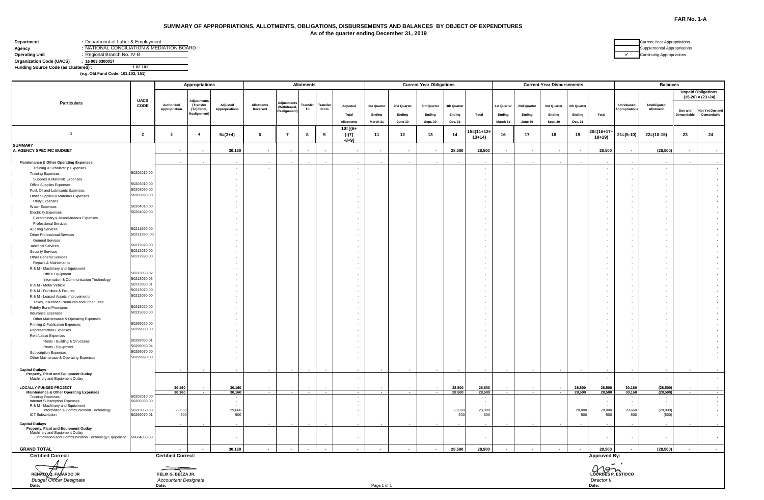FAR No. 1-A

# SUMMARY OF APPROPRIATIONS, ALLOTMENTS, OBLIGATIONS, DISBURSEMENTS AND BALANCES BY OBJECT OF EXPENDITURES

As of the quarter ending December 31, 2019

**Department** : Department of Labor & Employment
**Agency** : NATIONAL CONCILIATION & MEDIATION BOARD
**Operating Unit** : Regional Branch No. IV-B
**Organization Code (UACS)** : 16 003 0300017
**Funding Source Code (as clustered) :** 1 02 101
(e.g. Old Fund Code: 101,102, 151)

| | |
|---|---|
| | Current Year Appropriations |
| | Supplemental Appropriations |
| ✓ | Continuing Appropriations |

| Particulars | UACS CODE | Appropriations | | | Allotments | | | | | Current Year Obligations | | | | | Current Year Disbursements | | | | | Balances | | | |
|---|---|---|---|---|---|---|---|---|---|---|---|---|---|---|---|---|---|---|---|---|---|---|---|
| | | Authorized Appropriation | Adjustments (Transfer (To)/From, Realignment) | Adjusted Appropriations | Allotments Received | Adjustments (Withdrawal, Realignment) | Transfer To | Transfer From | Adjusted Total Allotments | 1st Quarter Ending March 31 | 2nd Quarter Ending June 30 | 3rd Quarter Ending Sept. 30 | 4th Quarter Ending Dec. 31 | Total | 1st Quarter Ending March 31 | 2nd Quarter Ending June 30 | 3rd Quarter Ending Sept. 30 | 4th Quarter Ending Dec. 31 | Total | Unreleased Appropriations | Unobligated Allotment | Unpaid Obligations (15-20) = (23+24) Due and Demandable | Not Yet Due and Demandable |
| 1 | 2 | 3 | 4 | 5=(3+4) | 6 | 7 | 8 | 9 | 10=[{6+(-)7}-8+9] | 11 | 12 | 13 | 14 | 15=(11+12+13+14) | 16 | 17 | 18 | 19 | 20=(16+17+18+19) | 21=(5-10) | 22=(10-15) | 23 | 24 |
| **SUMMARY** | | | | | | | | | | | | | | | | | | | | | | | |
| **A. AGENCY SPECIFIC BUDGET** | | - | - | 30,160 | - | - | - | - | - | - | - | - | 28,500 | 28,500 | - | - | - | - | 28,500 | - | (28,500) | - | - |
| **Maintenance & Other Operating Expenses** | | - | - | - | - | - | - | - | - | - | - | - | - | - | - | - | - | - | - | - | - | - | - |
| Training & Scholarship Expenses | | | | - | - | | | | - | | | | | - | | | | | - | - | - | | - |
| Training Expenses | 50202010 00 | | | - | | | | | - | | | | | - | | | | | - | - | - | | - |
| Supplies & Materials Expenses | | | | - | | | | | - | | | | | - | | | | | - | - | - | | - |
| Office Supplies Expenses | 50203010 00 | | | - | | | | | - | | | | | - | | | | | - | - | - | | - |
| Fuel, Oil and Lubricants Expenses | 50203090 00 | | | - | | | | | - | | | | | - | | | | | - | - | - | | - |
| Other Supplies & Materials Expenses | 50203990 00 | | | - | | | | | - | | | | | - | | | | | - | - | - | | - |
| Utility Expenses | | | | - | | | | | - | | | | | - | | | | | - | - | - | | - |
| Water Expenses | 50204010 00 | | | - | | | | | - | | | | | - | | | | | - | - | - | | - |
| Electricity Expenses | 50204020 00 | | | - | | | | | - | | | | | - | | | | | - | - | - | | - |
| Extraordinary & Miscellaneous Expenses | | | | - | | | | | - | | | | | - | | | | | - | - | - | | - |
| Professional Services | | | | - | | | | | - | | | | | - | | | | | - | - | - | | - |
| Auditing Services | 50211990 00 | | | - | | | | | - | | | | | - | | | | | - | - | - | | - |
| Other Professional Services | 50211990 00 | | | - | | | | | - | | | | | - | | | | | - | - | - | | - |
| General Services | | | | - | | | | | - | | | | | - | | | | | - | - | - | | - |
| Janitorial Services | 50212020 00 | | | - | | | | | - | | | | | - | | | | | - | - | - | | - |
| Security Services | 50212030 00 | | | - | | | | | - | | | | | - | | | | | - | - | - | | - |
| Other General Services | 50212990 00 | | | - | | | | | - | | | | | - | | | | | - | - | - | | - |
| Repairs & Maintenance | | | | - | | | | | - | | | | | - | | | | | - | - | - | | - |
| R & M - Machinery and Equipment | | | | - | | | | | - | | | | | - | | | | | - | - | - | | - |
| Office Equipment | 50213050 02 | | | - | | | | | - | | | | | - | | | | | - | - | - | | - |
| Information & Communication Technology | 50213050 03 | | | - | | | | | - | | | | | - | | | | | - | - | - | | - |
| R & M - Motor Vehicle | 50213060 01 | | | - | | | | | - | | | | | - | | | | | - | - | - | | - |
| R & M - Furniture & Fixtures | 50213070 00 | | | - | | | | | - | | | | | - | | | | | - | - | - | | - |
| R & M - Leased Assets Improvements | 50213090 00 | | | - | | | | | - | | | | | - | | | | | - | - | - | | - |
| Taxes, Insurance Premiums and Other Fees | | | | - | | | | | - | | | | | - | | | | | - | - | - | | - |
| Fidelity Bond Premiums | 50215020 00 | | | - | | | | | - | | | | | - | | | | | - | - | - | | - |
| Insurance Expenses | 50215030 00 | | | - | | | | | - | | | | | - | | | | | - | - | - | | - |
| Other Maintenance & Operating Expenses | | | | - | | | | | - | | | | | - | | | | | - | - | - | | - |
| Printing & Publication Expenses | 50299020 00 | | | - | | | | | - | | | | | - | | | | | - | - | - | | - |
| Representation Expenses | 50299030 00 | | | - | | | | | - | | | | | - | | | | | - | - | - | | - |
| Rent/Lease Expenses | | | | - | | | | | - | | | | | - | | | | | - | - | - | | - |
| Rents - Building & Structures | 50299050 01 | | | - | | | | | - | | | | | - | | | | | - | - | - | | - |
| Rents - Equipment | 50299050 04 | | | - | | | | | - | | | | | - | | | | | - | - | - | | - |
| Subscription Expenses | 50299070 00 | | | - | | | | | - | | | | | - | | | | | - | - | - | | - |
| Other Maintenance & Operating Expenses | 50299990 00 | | | - | | | | | - | | | | | - | | | | | - | - | - | | - |
| **Capital Outlays** | | - | - | - | - | - | - | - | - | - | - | - | - | - | - | - | - | - | - | - | - | - | - |
| **Property, Plant and Equipment Outlay** | | | | | | | | | | | | | | | | | | | | | | | |
| Machinery and Equipment Outlay | | | | | | | | | - | | | | | - | | | | | - | - | - | | - |
| **LOCALLY-FUNDED PROJECT** | | 30,160 | - | 30,160 | - | - | - | - | - | - | - | - | 28,500 | 28,500 | - | - | - | 28,500 | 28,500 | 30,160 | (28,500) | - | - |
| **Maintenance & Other Operating Expenses** | | 30,160 | - | 30,160 | - | - | - | - | - | - | - | - | 28,500 | 28,500 | - | - | - | 28,500 | 28,500 | 30,160 | (28,500) | - | - |
| Training Expenses | 50202010 00 | | | - | | | | | - | | | | | - | | | | | - | - | - | | - |
| Internet Subscription Expenses | 50205030 00 | | | - | | | | | - | | | | | - | | | | | - | - | - | | - |
| R & M - Machinery and Equipment | | | | - | | | | | - | | | | | - | | | | | - | - | - | | - |
| Information & Communication Technology | 50213050 03 | 29,660 | | 29,660 | | | | | - | | | | 28,000 | 28,000 | | | | 28,000 | 28,000 | 29,660 | (28,000) | | - |
| ICT Subscription | 50299070 01 | 500 | | 500 | | | | | - | | | | 500 | 500 | | | | 500 | 500 | 500 | (500) | | - |
| **Capital Outlays** | | - | - | - | - | - | - | - | - | - | - | - | - | - | - | - | - | - | - | - | - | - | - |
| **Property, Plant and Equipment Outlay** | | | | | | | | | | | | | | | | | | | | | | | |
| Machinery and Equipment Outlay | | | | | | | | | | | | | | | | | | | | | | | |
| Information and Communication Technology Equipment | 50604050 03 | | | - | | | | | - | | | | | - | | | | | - | - | - | | - |
| **GRAND TOTAL** | | - | - | 30,160 | - | - | - | - | - | - | - | - | 28,500 | 28,500 | - | - | - | - | 28,500 | - | (28,500) | - | - |

**Certified Correct:**

RENATO Q. FAJARDO JR
*Budget Officer Designate*
Date:

**Certified Correct:**

FELIX G. BELZA JR.
*Accountant Designate*
Date:

**Approved By:**

LOURDES P. ESTIOCO
*Director II*
Date: